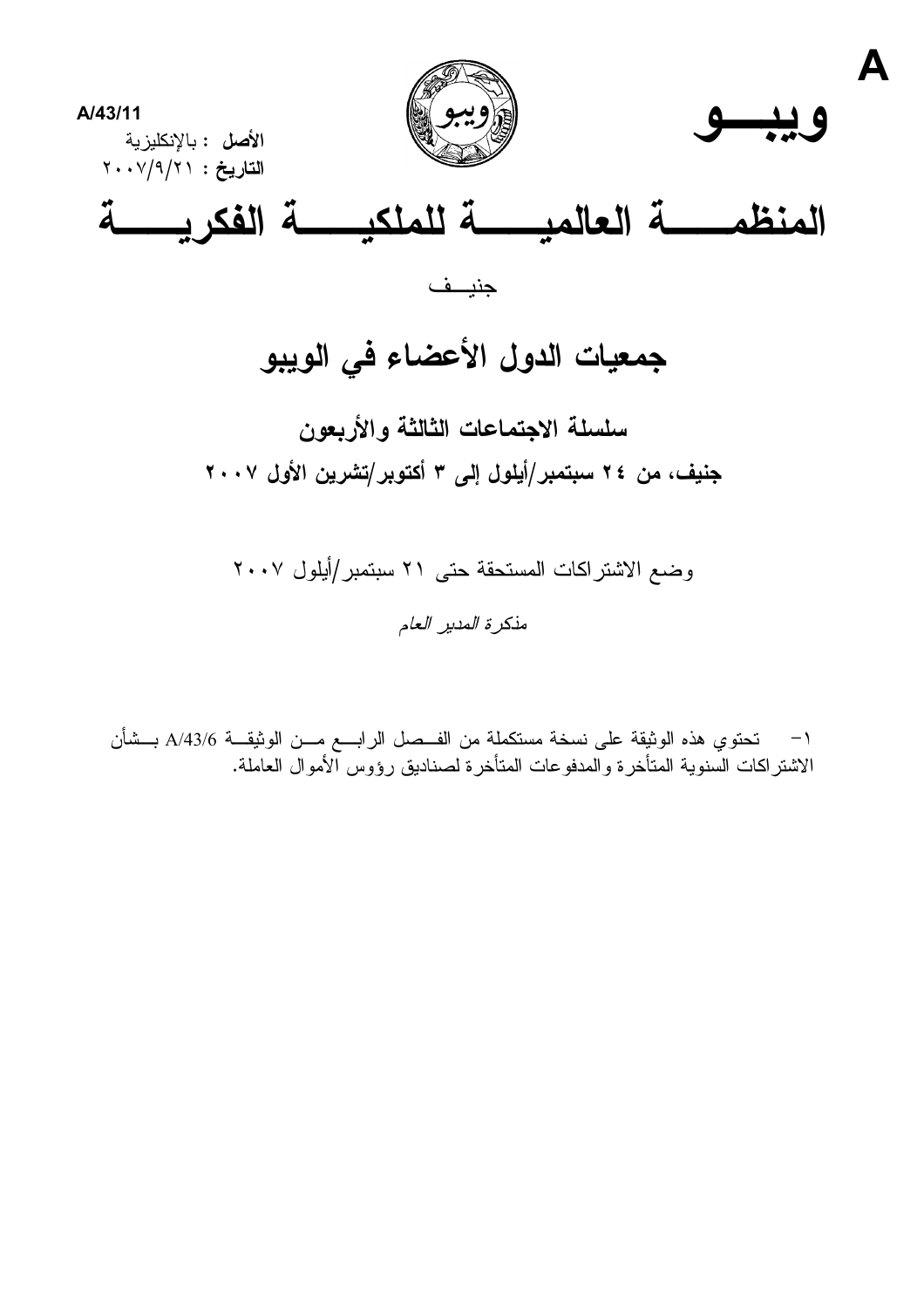A

A/43/11

**الأصل** : بالإنكليزية

**التاريخ** : ٢٠٠٧/٩/٢١

**ويبـــو**

# المنظمـــة العالميـــة للملكيـــة الفكريـــة

جنيــف

## جمعيات الدول الأعضاء في الويبو

### سلسلة الاجتماعات الثالثة والأربعون

### جنيف، من ٢٤ سبتمبر/أيلول إلى ٣ أكتوبر/تشرين الأول ٢٠٠٧

وضع الاشتراكات المستحقة حتى ٢١ سبتمبر/أيلول ٢٠٠٧

*مذكرة المدير العام*

١- تحتوي هذه الوثيقة على نسخة مستكملة من الفصل الرابع من الوثيقة A/43/6 بشأن الاشتراكات السنوية المتأخرة والمدفوعات المتأخرة لصناديق رؤوس الأموال العاملة.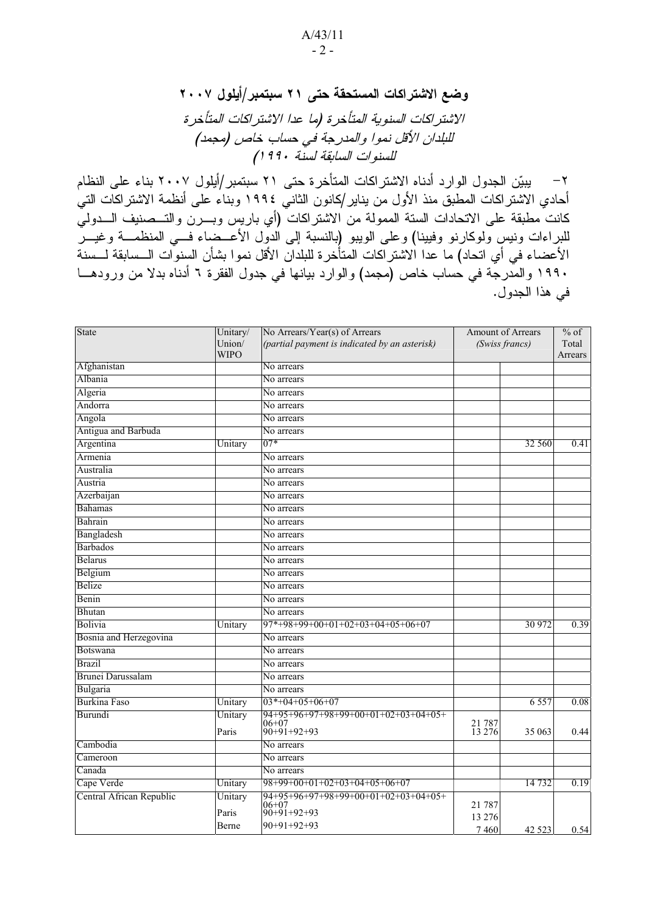## وضع الاشتراكات المستحقة حتى ٢١ سبتمبر/أيلول ٢٠٠٧

*الاشتراكات السنوية المتأخرة (ما عدا الاشتراكات المتأخرة للبلدان الأقل نموا والمدرجة في حساب خاص (مجمد) للسنوات السابقة لسنة ١٩٩٠)*

٢- يبيّن الجدول الوارد أدناه الاشتراكات المتأخرة حتى ٢١ سبتمبر/أيلول ٢٠٠٧ بناء على النظام أحادي الاشتراكات المطبق منذ الأول من يناير/كانون الثاني ١٩٩٤ وبناء على أنظمة الاشتراكات التي كانت مطبقة على الاتحادات الستة الممولة من الاشتراكات (أي باريس وبرن والتصنيف الدولي للبراءات ونيس ولوكارنو وفيينا) وعلى الويبو (بالنسبة إلى الدول الأعضاء في المنظمة وغير الأعضاء في أي اتحاد) ما عدا الاشتراكات المتأخرة للبلدان الأقل نموا بشأن السنوات السابقة لسنة ١٩٩٠ والمدرجة في حساب خاص (مجمد) والوارد بيانها في جدول الفقرة ٦ أدناه بدلا من ورودها في هذا الجدول.

| State | Unitary/ Union/ WIPO | No Arrears/Year(s) of Arrears *(partial payment is indicated by an asterisk)* | Amount of Arrears (Swiss francs) | | % of Total Arrears |
|---|---|---|---|---|---|
| Afghanistan | | No arrears | | | |
| Albania | | No arrears | | | |
| Algeria | | No arrears | | | |
| Andorra | | No arrears | | | |
| Angola | | No arrears | | | |
| Antigua and Barbuda | | No arrears | | | |
| Argentina | Unitary | 07* | | 32 560 | 0.41 |
| Armenia | | No arrears | | | |
| Australia | | No arrears | | | |
| Austria | | No arrears | | | |
| Azerbaijan | | No arrears | | | |
| Bahamas | | No arrears | | | |
| Bahrain | | No arrears | | | |
| Bangladesh | | No arrears | | | |
| Barbados | | No arrears | | | |
| Belarus | | No arrears | | | |
| Belgium | | No arrears | | | |
| Belize | | No arrears | | | |
| Benin | | No arrears | | | |
| Bhutan | | No arrears | | | |
| Bolivia | Unitary | 97*+98+99+00+01+02+03+04+05+06+07 | | 30 972 | 0.39 |
| Bosnia and Herzegovina | | No arrears | | | |
| Botswana | | No arrears | | | |
| Brazil | | No arrears | | | |
| Brunei Darussalam | | No arrears | | | |
| Bulgaria | | No arrears | | | |
| Burkina Faso | Unitary | 03*+04+05+06+07 | | 6 557 | 0.08 |
| Burundi | Unitary | 94+95+96+97+98+99+00+01+02+03+04+05+ 06+07 | 21 787 | | |
| | Paris | 90+91+92+93 | 13 276 | 35 063 | 0.44 |
| Cambodia | | No arrears | | | |
| Cameroon | | No arrears | | | |
| Canada | | No arrears | | | |
| Cape Verde | Unitary | 98+99+00+01+02+03+04+05+06+07 | | 14 732 | 0.19 |
| Central African Republic | Unitary | 94+95+96+97+98+99+00+01+02+03+04+05+ 06+07 | 21 787 | | |
| | Paris | 90+91+92+93 | 13 276 | | |
| | Berne | 90+91+92+93 | 7 460 | 42 523 | 0.54 |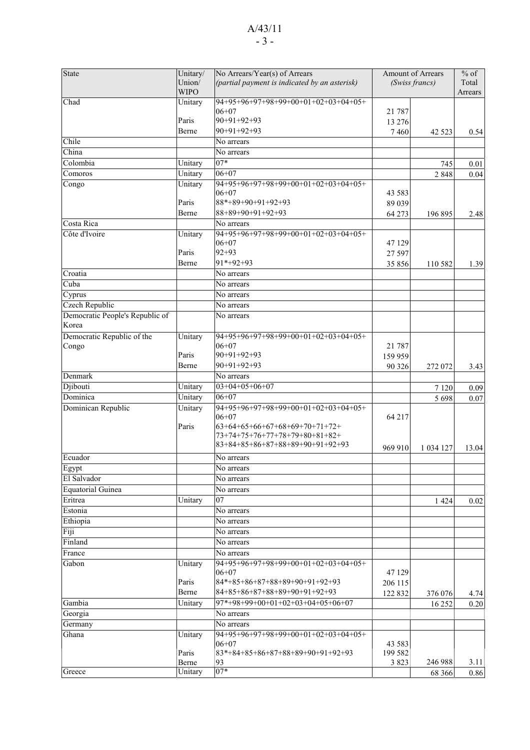| State | Unitary/ Union/ WIPO | No Arrears/Year(s) of Arrears *(partial payment is indicated by an asterisk)* | Amount of Arrears *(Swiss francs)* | | % of Total Arrears |
|---|---|---|---|---|---|
| Chad | Unitary | 94+95+96+97+98+99+00+01+02+03+04+05+ 06+07 | 21 787 | | |
| | Paris | 90+91+92+93 | 13 276 | | |
| | Berne | 90+91+92+93 | 7 460 | 42 523 | 0.54 |
| Chile | | No arrears | | | |
| China | | No arrears | | | |
| Colombia | Unitary | 07* | | 745 | 0.01 |
| Comoros | Unitary | 06+07 | | 2 848 | 0.04 |
| Congo | Unitary | 94+95+96+97+98+99+00+01+02+03+04+05+ 06+07 | 43 583 | | |
| | Paris | 88*+89+90+91+92+93 | 89 039 | | |
| | Berne | 88+89+90+91+92+93 | 64 273 | 196 895 | 2.48 |
| Costa Rica | | No arrears | | | |
| Côte d'Ivoire | Unitary | 94+95+96+97+98+99+00+01+02+03+04+05+ 06+07 | 47 129 | | |
| | Paris | 92+93 | 27 597 | | |
| | Berne | 91*+92+93 | 35 856 | 110 582 | 1.39 |
| Croatia | | No arrears | | | |
| Cuba | | No arrears | | | |
| Cyprus | | No arrears | | | |
| Czech Republic | | No arrears | | | |
| Democratic People's Republic of Korea | | No arrears | | | |
| Democratic Republic of the Congo | Unitary | 94+95+96+97+98+99+00+01+02+03+04+05+ 06+07 | 21 787 | | |
| | Paris | 90+91+92+93 | 159 959 | | |
| | Berne | 90+91+92+93 | 90 326 | 272 072 | 3.43 |
| Denmark | | No arrears | | | |
| Djibouti | Unitary | 03+04+05+06+07 | | 7 120 | 0.09 |
| Dominica | Unitary | 06+07 | | 5 698 | 0.07 |
| Dominican Republic | Unitary | 94+95+96+97+98+99+00+01+02+03+04+05+ 06+07 | 64 217 | | |
| | Paris | 63+64+65+66+67+68+69+70+71+72+ 73+74+75+76+77+78+79+80+81+82+ 83+84+85+86+87+88+89+90+91+92+93 | 969 910 | 1 034 127 | 13.04 |
| Ecuador | | No arrears | | | |
| Egypt | | No arrears | | | |
| El Salvador | | No arrears | | | |
| Equatorial Guinea | | No arrears | | | |
| Eritrea | Unitary | 07 | | 1 424 | 0.02 |
| Estonia | | No arrears | | | |
| Ethiopia | | No arrears | | | |
| Fiji | | No arrears | | | |
| Finland | | No arrears | | | |
| France | | No arrears | | | |
| Gabon | Unitary | 94+95+96+97+98+99+00+01+02+03+04+05+ 06+07 | 47 129 | | |
| | Paris | 84*+85+86+87+88+89+90+91+92+93 | 206 115 | | |
| | Berne | 84+85+86+87+88+89+90+91+92+93 | 122 832 | 376 076 | 4.74 |
| Gambia | Unitary | 97*+98+99+00+01+02+03+04+05+06+07 | | 16 252 | 0.20 |
| Georgia | | No arrears | | | |
| Germany | | No arrears | | | |
| Ghana | Unitary | 94+95+96+97+98+99+00+01+02+03+04+05+ 06+07 | 43 583 | | |
| | Paris | 83*+84+85+86+87+88+89+90+91+92+93 | 199 582 | | |
| | Berne | 93 | 3 823 | 246 988 | 3.11 |
| Greece | Unitary | 07* | | 68 366 | 0.86 |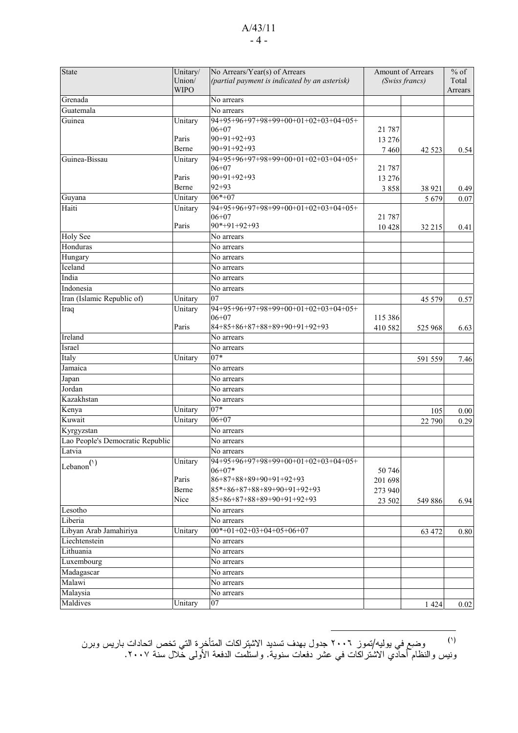| State | Unitary/ Union/ WIPO | No Arrears/Year(s) of Arrears *(partial payment is indicated by an asterisk)* | Amount of Arrears *(Swiss francs)* | | % of Total Arrears |
|---|---|---|---|---|---|
| Grenada | | No arrears | | | |
| Guatemala | | No arrears | | | |
| Guinea | Unitary | 94+95+96+97+98+99+00+01+02+03+04+05+ 06+07 | 21 787 | | |
| | Paris | 90+91+92+93 | 13 276 | | |
| | Berne | 90+91+92+93 | 7 460 | 42 523 | 0.54 |
| Guinea-Bissau | Unitary | 94+95+96+97+98+99+00+01+02+03+04+05+ 06+07 | 21 787 | | |
| | Paris | 90+91+92+93 | 13 276 | | |
| | Berne | 92+93 | 3 858 | 38 921 | 0.49 |
| Guyana | Unitary | 06*+07 | | 5 679 | 0.07 |
| Haiti | Unitary | 94+95+96+97+98+99+00+01+02+03+04+05+ 06+07 | 21 787 | | |
| | Paris | 90*+91+92+93 | 10 428 | 32 215 | 0.41 |
| Holy See | | No arrears | | | |
| Honduras | | No arrears | | | |
| Hungary | | No arrears | | | |
| Iceland | | No arrears | | | |
| India | | No arrears | | | |
| Indonesia | | No arrears | | | |
| Iran (Islamic Republic of) | Unitary | 07 | | 45 579 | 0.57 |
| Iraq | Unitary | 94+95+96+97+98+99+00+01+02+03+04+05+ 06+07 | 115 386 | | |
| | Paris | 84+85+86+87+88+89+90+91+92+93 | 410 582 | 525 968 | 6.63 |
| Ireland | | No arrears | | | |
| Israel | | No arrears | | | |
| Italy | Unitary | 07* | | 591 559 | 7.46 |
| Jamaica | | No arrears | | | |
| Japan | | No arrears | | | |
| Jordan | | No arrears | | | |
| Kazakhstan | | No arrears | | | |
| Kenya | Unitary | 07* | | 105 | 0.00 |
| Kuwait | Unitary | 06+07 | | 22 790 | 0.29 |
| Kyrgyzstan | | No arrears | | | |
| Lao People's Democratic Republic | | No arrears | | | |
| Latvia | | No arrears | | | |
| Lebanon[1] | Unitary | 94+95+96+97+98+99+00+01+02+03+04+05+ 06+07* | 50 746 | | |
| | Paris | 86+87+88+89+90+91+92+93 | 201 698 | | |
| | Berne | 85*+86+87+88+89+90+91+92+93 | 273 940 | | |
| | Nice | 85+86+87+88+89+90+91+92+93 | 23 502 | 549 886 | 6.94 |
| Lesotho | | No arrears | | | |
| Liberia | | No arrears | | | |
| Libyan Arab Jamahiriya | Unitary | 00*+01+02+03+04+05+06+07 | | 63 472 | 0.80 |
| Liechtenstein | | No arrears | | | |
| Lithuania | | No arrears | | | |
| Luxembourg | | No arrears | | | |
| Madagascar | | No arrears | | | |
| Malawi | | No arrears | | | |
| Malaysia | | No arrears | | | |
| Maldives | Unitary | 07 | | 1 424 | 0.02 |

(١) وضع في يوليه/تموز ٢٠٠٦ جدول بهدف تسديد الاشتراكات المتأخرة التي تخص اتحادات باريس وبرن ونيس والنظام أحادي الاشتراكات في عشر دفعات سنوية. واستلمت الدفعة الأولى خلال سنة ٢٠٠٧.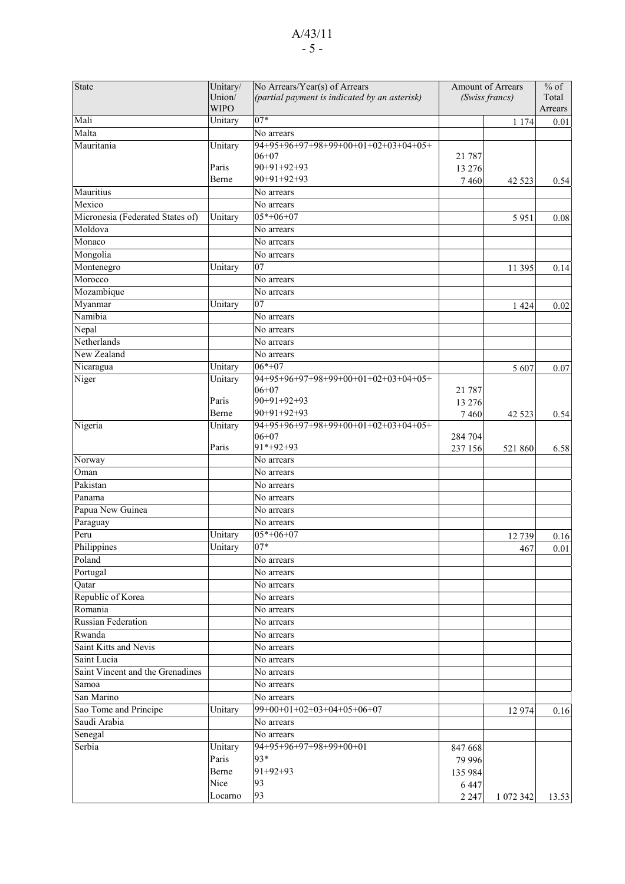| State | Unitary/ Union/ WIPO | No Arrears/Year(s) of Arrears *(partial payment is indicated by an asterisk)* | Amount of Arrears *(Swiss francs)* | | % of Total Arrears |
|---|---|---|---|---|---|
| Mali | Unitary | 07* | | 1 174 | 0.01 |
| Malta | | No arrears | | | |
| Mauritania | Unitary | 94+95+96+97+98+99+00+01+02+03+04+05+ 06+07 | 21 787 | | |
| | Paris | 90+91+92+93 | 13 276 | | |
| | Berne | 90+91+92+93 | 7 460 | 42 523 | 0.54 |
| Mauritius | | No arrears | | | |
| Mexico | | No arrears | | | |
| Micronesia (Federated States of) | Unitary | 05*+06+07 | | 5 951 | 0.08 |
| Moldova | | No arrears | | | |
| Monaco | | No arrears | | | |
| Mongolia | | No arrears | | | |
| Montenegro | Unitary | 07 | | 11 395 | 0.14 |
| Morocco | | No arrears | | | |
| Mozambique | | No arrears | | | |
| Myanmar | Unitary | 07 | | 1 424 | 0.02 |
| Namibia | | No arrears | | | |
| Nepal | | No arrears | | | |
| Netherlands | | No arrears | | | |
| New Zealand | | No arrears | | | |
| Nicaragua | Unitary | 06*+07 | | 5 607 | 0.07 |
| Niger | Unitary | 94+95+96+97+98+99+00+01+02+03+04+05+ 06+07 | 21 787 | | |
| | Paris | 90+91+92+93 | 13 276 | | |
| | Berne | 90+91+92+93 | 7 460 | 42 523 | 0.54 |
| Nigeria | Unitary | 94+95+96+97+98+99+00+01+02+03+04+05+ 06+07 | 284 704 | | |
| | Paris | 91*+92+93 | 237 156 | 521 860 | 6.58 |
| Norway | | No arrears | | | |
| Oman | | No arrears | | | |
| Pakistan | | No arrears | | | |
| Panama | | No arrears | | | |
| Papua New Guinea | | No arrears | | | |
| Paraguay | | No arrears | | | |
| Peru | Unitary | 05*+06+07 | | 12 739 | 0.16 |
| Philippines | Unitary | 07* | | 467 | 0.01 |
| Poland | | No arrears | | | |
| Portugal | | No arrears | | | |
| Qatar | | No arrears | | | |
| Republic of Korea | | No arrears | | | |
| Romania | | No arrears | | | |
| Russian Federation | | No arrears | | | |
| Rwanda | | No arrears | | | |
| Saint Kitts and Nevis | | No arrears | | | |
| Saint Lucia | | No arrears | | | |
| Saint Vincent and the Grenadines | | No arrears | | | |
| Samoa | | No arrears | | | |
| San Marino | | No arrears | | | |
| Sao Tome and Principe | Unitary | 99+00+01+02+03+04+05+06+07 | | 12 974 | 0.16 |
| Saudi Arabia | | No arrears | | | |
| Senegal | | No arrears | | | |
| Serbia | Unitary | 94+95+96+97+98+99+00+01 | 847 668 | | |
| | Paris | 93* | 79 996 | | |
| | Berne | 91+92+93 | 135 984 | | |
| | Nice | 93 | 6 447 | | |
| | Locarno | 93 | 2 247 | 1 072 342 | 13.53 |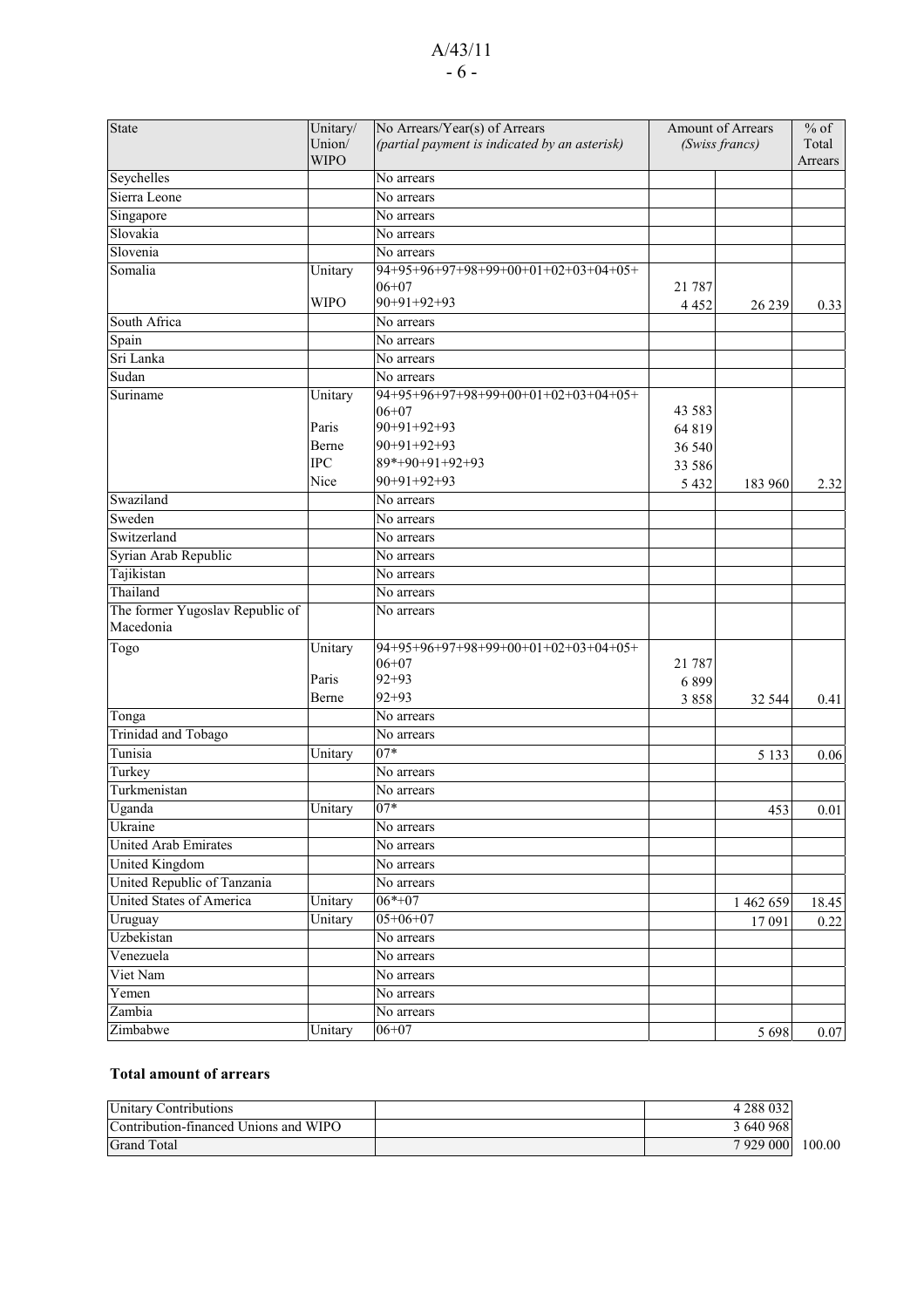| State | Unitary/ Union/ WIPO | No Arrears/Year(s) of Arrears *(partial payment is indicated by an asterisk)* | Amount of Arrears *(Swiss francs)* | | % of Total Arrears |
|---|---|---|---|---|---|
| Seychelles | | No arrears | | | |
| Sierra Leone | | No arrears | | | |
| Singapore | | No arrears | | | |
| Slovakia | | No arrears | | | |
| Slovenia | | No arrears | | | |
| Somalia | Unitary | 94+95+96+97+98+99+00+01+02+03+04+05+ 06+07 | 21 787 | | |
| | WIPO | 90+91+92+93 | 4 452 | 26 239 | 0.33 |
| South Africa | | No arrears | | | |
| Spain | | No arrears | | | |
| Sri Lanka | | No arrears | | | |
| Sudan | | No arrears | | | |
| Suriname | Unitary | 94+95+96+97+98+99+00+01+02+03+04+05+ 06+07 | 43 583 | | |
| | Paris | 90+91+92+93 | 64 819 | | |
| | Berne | 90+91+92+93 | 36 540 | | |
| | IPC | 89*+90+91+92+93 | 33 586 | | |
| | Nice | 90+91+92+93 | 5 432 | 183 960 | 2.32 |
| Swaziland | | No arrears | | | |
| Sweden | | No arrears | | | |
| Switzerland | | No arrears | | | |
| Syrian Arab Republic | | No arrears | | | |
| Tajikistan | | No arrears | | | |
| Thailand | | No arrears | | | |
| The former Yugoslav Republic of Macedonia | | No arrears | | | |
| Togo | Unitary | 94+95+96+97+98+99+00+01+02+03+04+05+ 06+07 | 21 787 | | |
| | Paris | 92+93 | 6 899 | | |
| | Berne | 92+93 | 3 858 | 32 544 | 0.41 |
| Tonga | | No arrears | | | |
| Trinidad and Tobago | | No arrears | | | |
| Tunisia | Unitary | 07* | | 5 133 | 0.06 |
| Turkey | | No arrears | | | |
| Turkmenistan | | No arrears | | | |
| Uganda | Unitary | 07* | | 453 | 0.01 |
| Ukraine | | No arrears | | | |
| United Arab Emirates | | No arrears | | | |
| United Kingdom | | No arrears | | | |
| United Republic of Tanzania | | No arrears | | | |
| United States of America | Unitary | 06*+07 | | 1 462 659 | 18.45 |
| Uruguay | Unitary | 05+06+07 | | 17 091 | 0.22 |
| Uzbekistan | | No arrears | | | |
| Venezuela | | No arrears | | | |
| Viet Nam | | No arrears | | | |
| Yemen | | No arrears | | | |
| Zambia | | No arrears | | | |
| Zimbabwe | Unitary | 06+07 | | 5 698 | 0.07 |

**Total amount of arrears**

| | | | |
|---|---|---|---|
| Unitary Contributions | | 4 288 032 | |
| Contribution-financed Unions and WIPO | | 3 640 968 | |
| Grand Total | | 7 929 000 | 100.00 |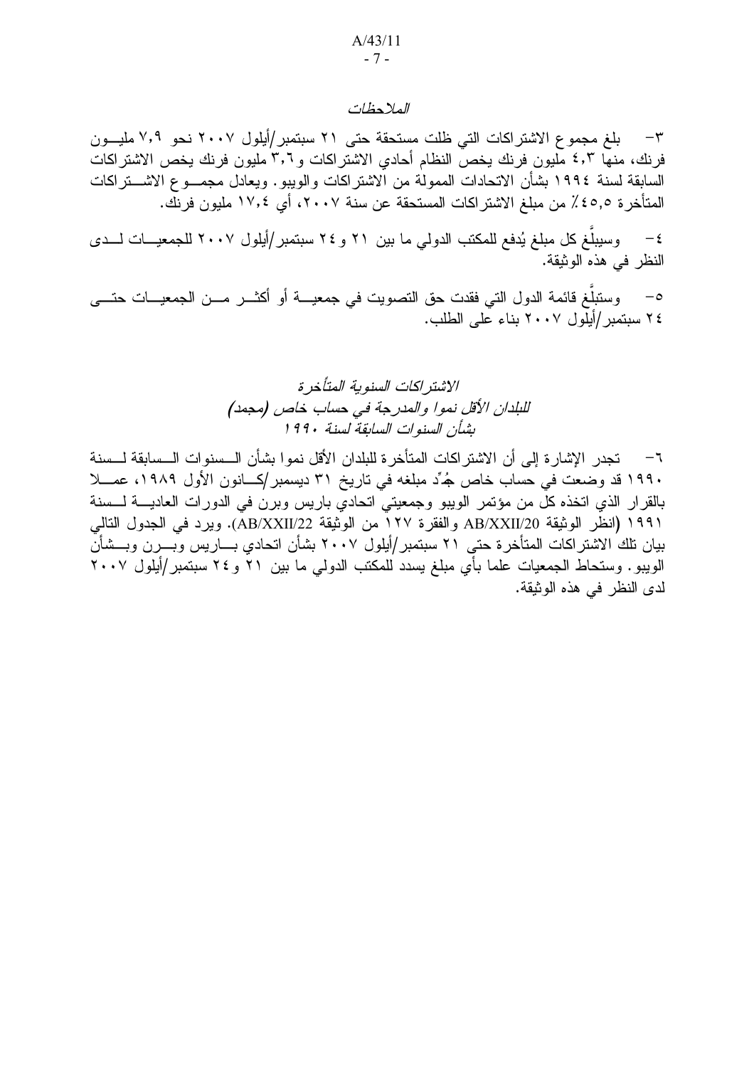*الملاحظات*

٣- بلغ مجموع الاشتراكات التي ظلت مستحقة حتى ٢١ سبتمبر/أيلول ٢٠٠٧ نحو ٧,٩ مليون فرنك، منها ٤,٣ مليون فرنك يخص النظام أحادي الاشتراكات و٣,٦ مليون فرنك يخص الاشتراكات السابقة لسنة ١٩٩٤ بشأن الاتحادات الممولة من الاشتراكات والويبو. ويعادل مجموع الاشتراكات المتأخرة ٤٥,٥٪ من مبلغ الاشتراكات المستحقة عن سنة ٢٠٠٧، أي ١٧,٤ مليون فرنك.

٤- وسيبلَّغ كل مبلغ يُدفع للمكتب الدولي ما بين ٢١ و٢٤ سبتمبر/أيلول ٢٠٠٧ للجمعيات لدى النظر في هذه الوثيقة.

٥- وستبلَّغ قائمة الدول التي فقدت حق التصويت في جمعية أو أكثر من الجمعيات حتى ٢٤ سبتمبر/أيلول ٢٠٠٧ بناء على الطلب.

*الاشتراكات السنوية المتأخرة*
*للبلدان الأقل نموا والمدرجة في حساب خاص (مجمد)*
*بشأن السنوات السابقة لسنة ١٩٩٠*

٦- تجدر الإشارة إلى أن الاشتراكات المتأخرة للبلدان الأقل نموا بشأن السنوات السابقة لسنة ١٩٩٠ قد وضعت في حساب خاص جُمِّد مبلغه في تاريخ ٣١ ديسمبر/كانون الأول ١٩٨٩، عملا بالقرار الذي اتخذه كل من مؤتمر الويبو وجمعيتي اتحادي باريس وبرن في الدورات العادية لسنة ١٩٩١ (انظر الوثيقة AB/XXII/20 والفقرة ١٢٧ من الوثيقة AB/XXII/22). ويرد في الجدول التالي بيان تلك الاشتراكات المتأخرة حتى ٢١ سبتمبر/أيلول ٢٠٠٧ بشأن اتحادي باريس وبرن وبشأن الويبو. وستحاط الجمعيات علما بأي مبلغ يسدد للمكتب الدولي ما بين ٢١ و٢٤ سبتمبر/أيلول ٢٠٠٧ لدى النظر في هذه الوثيقة.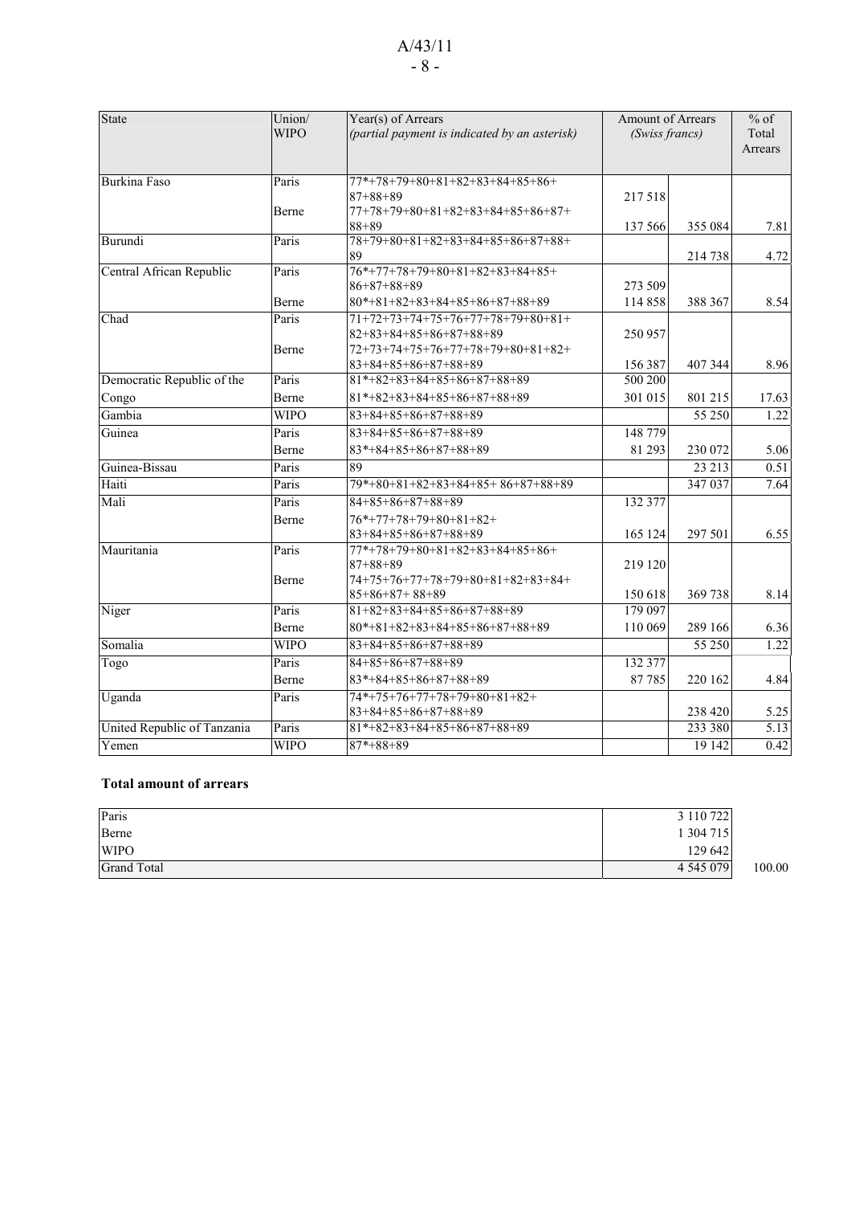| State | Union/ WIPO | Year(s) of Arrears *(partial payment is indicated by an asterisk)* | Amount of Arrears *(Swiss francs)* | | % of Total Arrears |
|---|---|---|---|---|---|
| Burkina Faso | Paris | 77*+78+79+80+81+82+83+84+85+86+ 87+88+89 | 217 518 | | |
| | Berne | 77+78+79+80+81+82+83+84+85+86+87+ 88+89 | 137 566 | 355 084 | 7.81 |
| Burundi | Paris | 78+79+80+81+82+83+84+85+86+87+88+ 89 | | 214 738 | 4.72 |
| Central African Republic | Paris | 76*+77+78+79+80+81+82+83+84+85+ 86+87+88+89 | 273 509 | | |
| | Berne | 80*+81+82+83+84+85+86+87+88+89 | 114 858 | 388 367 | 8.54 |
| Chad | Paris | 71+72+73+74+75+76+77+78+79+80+81+ 82+83+84+85+86+87+88+89 | 250 957 | | |
| | Berne | 72+73+74+75+76+77+78+79+80+81+82+ 83+84+85+86+87+88+89 | 156 387 | 407 344 | 8.96 |
| Democratic Republic of the | Paris | 81*+82+83+84+85+86+87+88+89 | 500 200 | | |
| Congo | Berne | 81*+82+83+84+85+86+87+88+89 | 301 015 | 801 215 | 17.63 |
| Gambia | WIPO | 83+84+85+86+87+88+89 | | 55 250 | 1.22 |
| Guinea | Paris | 83+84+85+86+87+88+89 | 148 779 | | |
| | Berne | 83*+84+85+86+87+88+89 | 81 293 | 230 072 | 5.06 |
| Guinea-Bissau | Paris | 89 | | 23 213 | 0.51 |
| Haiti | Paris | 79*+80+81+82+83+84+85+ 86+87+88+89 | | 347 037 | 7.64 |
| Mali | Paris | 84+85+86+87+88+89 | 132 377 | | |
| | Berne | 76*+77+78+79+80+81+82+ 83+84+85+86+87+88+89 | 165 124 | 297 501 | 6.55 |
| Mauritania | Paris | 77*+78+79+80+81+82+83+84+85+86+ 87+88+89 | 219 120 | | |
| | Berne | 74+75+76+77+78+79+80+81+82+83+84+ 85+86+87+ 88+89 | 150 618 | 369 738 | 8.14 |
| Niger | Paris | 81+82+83+84+85+86+87+88+89 | 179 097 | | |
| | Berne | 80*+81+82+83+84+85+86+87+88+89 | 110 069 | 289 166 | 6.36 |
| Somalia | WIPO | 83+84+85+86+87+88+89 | | 55 250 | 1.22 |
| Togo | Paris | 84+85+86+87+88+89 | 132 377 | | |
| | Berne | 83*+84+85+86+87+88+89 | 87 785 | 220 162 | 4.84 |
| Uganda | Paris | 74*+75+76+77+78+79+80+81+82+ 83+84+85+86+87+88+89 | | 238 420 | 5.25 |
| United Republic of Tanzania | Paris | 81*+82+83+84+85+86+87+88+89 | | 233 380 | 5.13 |
| Yemen | WIPO | 87*+88+89 | | 19 142 | 0.42 |

**Total amount of arrears**

| | | |
|---|---|---|
| Paris | 3 110 722 | |
| Berne | 1 304 715 | |
| WIPO | 129 642 | |
| Grand Total | 4 545 079 | 100.00 |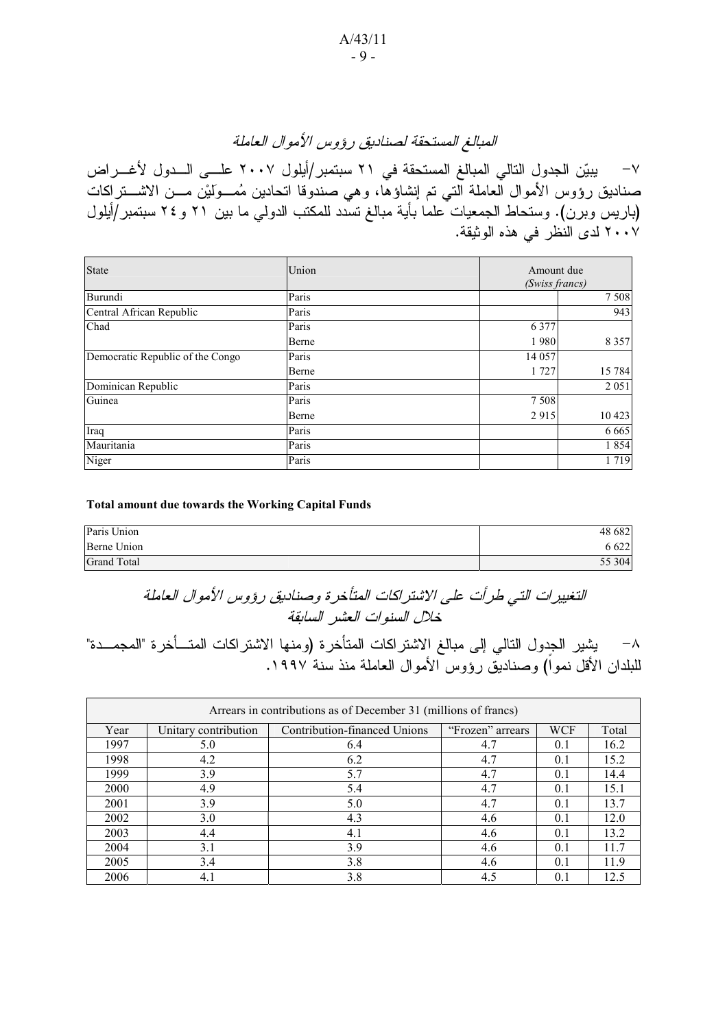## *المبالغ المستحقة لصناديق رؤوس الأموال العاملة*

٧- يبيّن الجدول التالي المبالغ المستحقة في ٢١ سبتمبر/أيلول ٢٠٠٧ على الدول لأغراض صناديق رؤوس الأموال العاملة التي تم إنشاؤها، وهي صندوقا اتحادين مُمولَيْن من الاشتراكات (باريس وبرن). وستحاط الجمعيات علما بأية مبالغ تسدد للمكتب الدولي ما بين ٢١ و٢٤ سبتمبر/أيلول ٢٠٠٧ لدى النظر في هذه الوثيقة.

| State | Union | Amount due *(Swiss francs)* | |
|---|---|---|---|
| Burundi | Paris | | 7 508 |
| Central African Republic | Paris | | 943 |
| Chad | Paris | 6 377 | |
| | Berne | 1 980 | 8 357 |
| Democratic Republic of the Congo | Paris | 14 057 | |
| | Berne | 1 727 | 15 784 |
| Dominican Republic | Paris | | 2 051 |
| Guinea | Paris | 7 508 | |
| | Berne | 2 915 | 10 423 |
| Iraq | Paris | | 6 665 |
| Mauritania | Paris | | 1 854 |
| Niger | Paris | | 1 719 |

**Total amount due towards the Working Capital Funds**

| | |
|---|---|
| Paris Union | 48 682 |
| Berne Union | 6 622 |
| Grand Total | 55 304 |

## *التغييرات التي طرأت على الاشتراكات المتأخرة وصناديق رؤوس الأموال العاملة خلال السنوات العشر السابقة*

٨- يشير الجدول التالي إلى مبالغ الاشتراكات المتأخرة (ومنها الاشتراكات المتأخرة "المجمدة" للبلدان الأقل نمواً) وصناديق رؤوس الأموال العاملة منذ سنة ١٩٩٧.

| Arrears in contributions as of December 31 (millions of francs) | | | | | |
|---|---|---|---|---|---|
| Year | Unitary contribution | Contribution-financed Unions | "Frozen" arrears | WCF | Total |
| 1997 | 5.0 | 6.4 | 4.7 | 0.1 | 16.2 |
| 1998 | 4.2 | 6.2 | 4.7 | 0.1 | 15.2 |
| 1999 | 3.9 | 5.7 | 4.7 | 0.1 | 14.4 |
| 2000 | 4.9 | 5.4 | 4.7 | 0.1 | 15.1 |
| 2001 | 3.9 | 5.0 | 4.7 | 0.1 | 13.7 |
| 2002 | 3.0 | 4.3 | 4.6 | 0.1 | 12.0 |
| 2003 | 4.4 | 4.1 | 4.6 | 0.1 | 13.2 |
| 2004 | 3.1 | 3.9 | 4.6 | 0.1 | 11.7 |
| 2005 | 3.4 | 3.8 | 4.6 | 0.1 | 11.9 |
| 2006 | 4.1 | 3.8 | 4.5 | 0.1 | 12.5 |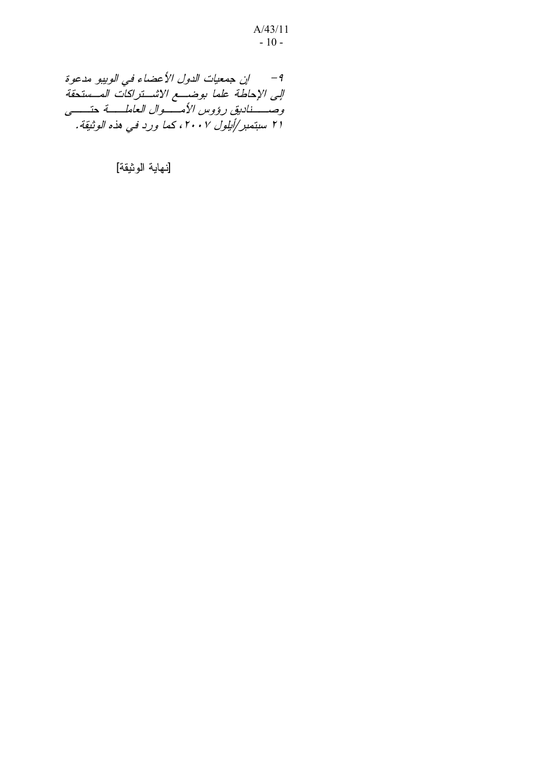٩- *إن جمعيات الدول الأعضاء في الويبو مدعوة إلى الإحاطة علما بوضع الاشتراكات المستحقة وصناديق رؤوس الأموال العاملة حتى ٢١ سبتمبر/أيلول ٢٠٠٧، كما ورد في هذه الوثيقة.*

[نهاية الوثيقة]